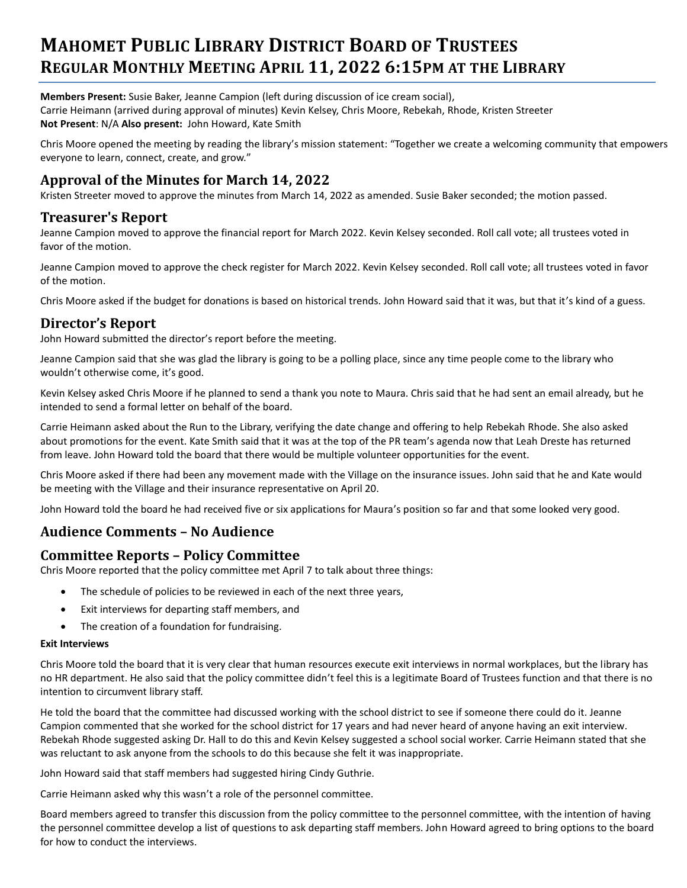# Mahomet Public Library District Board of Trustees
# Regular Monthly Meeting April 11, 2022 6:15pm at the Library

**Members Present:** Susie Baker, Jeanne Campion (left during discussion of ice cream social), Carrie Heimann (arrived during approval of minutes) Kevin Kelsey, Chris Moore, Rebekah, Rhode, Kristen Streeter
**Not Present**: N/A **Also present:** John Howard, Kate Smith

Chris Moore opened the meeting by reading the library's mission statement: "Together we create a welcoming community that empowers everyone to learn, connect, create, and grow."

## Approval of the Minutes for March 14, 2022

Kristen Streeter moved to approve the minutes from March 14, 2022 as amended. Susie Baker seconded; the motion passed.

## Treasurer's Report

Jeanne Campion moved to approve the financial report for March 2022. Kevin Kelsey seconded. Roll call vote; all trustees voted in favor of the motion.

Jeanne Campion moved to approve the check register for March 2022. Kevin Kelsey seconded. Roll call vote; all trustees voted in favor of the motion.

Chris Moore asked if the budget for donations is based on historical trends. John Howard said that it was, but that it's kind of a guess.

## Director's Report

John Howard submitted the director's report before the meeting.

Jeanne Campion said that she was glad the library is going to be a polling place, since any time people come to the library who wouldn't otherwise come, it's good.

Kevin Kelsey asked Chris Moore if he planned to send a thank you note to Maura. Chris said that he had sent an email already, but he intended to send a formal letter on behalf of the board.

Carrie Heimann asked about the Run to the Library, verifying the date change and offering to help Rebekah Rhode. She also asked about promotions for the event. Kate Smith said that it was at the top of the PR team's agenda now that Leah Dreste has returned from leave. John Howard told the board that there would be multiple volunteer opportunities for the event.

Chris Moore asked if there had been any movement made with the Village on the insurance issues. John said that he and Kate would be meeting with the Village and their insurance representative on April 20.

John Howard told the board he had received five or six applications for Maura's position so far and that some looked very good.

## Audience Comments – No Audience

## Committee Reports – Policy Committee

Chris Moore reported that the policy committee met April 7 to talk about three things:

- The schedule of policies to be reviewed in each of the next three years,
- Exit interviews for departing staff members, and
- The creation of a foundation for fundraising.

#### Exit Interviews

Chris Moore told the board that it is very clear that human resources execute exit interviews in normal workplaces, but the library has no HR department. He also said that the policy committee didn't feel this is a legitimate Board of Trustees function and that there is no intention to circumvent library staff.

He told the board that the committee had discussed working with the school district to see if someone there could do it. Jeanne Campion commented that she worked for the school district for 17 years and had never heard of anyone having an exit interview. Rebekah Rhode suggested asking Dr. Hall to do this and Kevin Kelsey suggested a school social worker. Carrie Heimann stated that she was reluctant to ask anyone from the schools to do this because she felt it was inappropriate.

John Howard said that staff members had suggested hiring Cindy Guthrie.

Carrie Heimann asked why this wasn't a role of the personnel committee.

Board members agreed to transfer this discussion from the policy committee to the personnel committee, with the intention of having the personnel committee develop a list of questions to ask departing staff members. John Howard agreed to bring options to the board for how to conduct the interviews.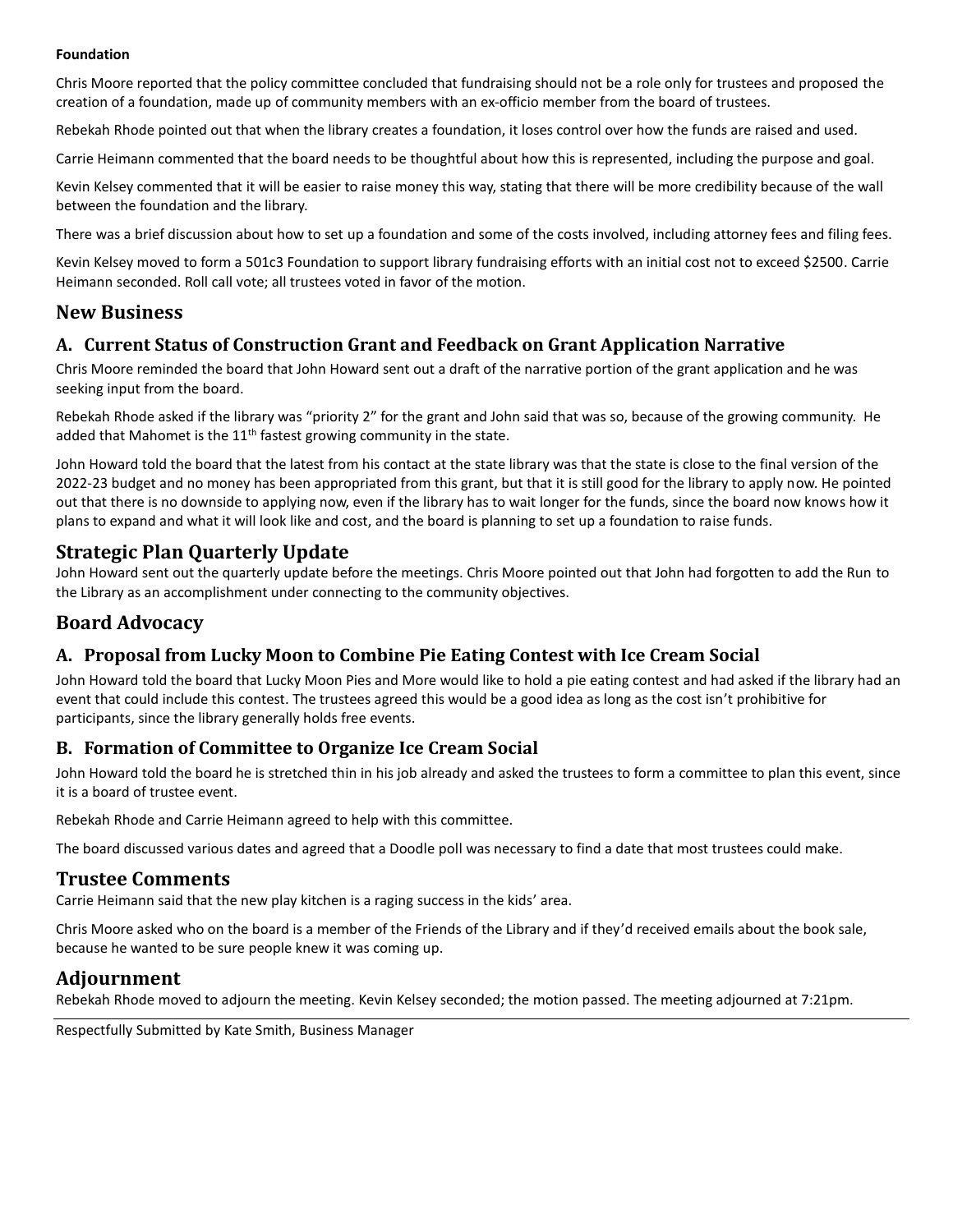**Foundation**

Chris Moore reported that the policy committee concluded that fundraising should not be a role only for trustees and proposed the creation of a foundation, made up of community members with an ex-officio member from the board of trustees.

Rebekah Rhode pointed out that when the library creates a foundation, it loses control over how the funds are raised and used.

Carrie Heimann commented that the board needs to be thoughtful about how this is represented, including the purpose and goal.

Kevin Kelsey commented that it will be easier to raise money this way, stating that there will be more credibility because of the wall between the foundation and the library.

There was a brief discussion about how to set up a foundation and some of the costs involved, including attorney fees and filing fees.

Kevin Kelsey moved to form a 501c3 Foundation to support library fundraising efforts with an initial cost not to exceed $2500. Carrie Heimann seconded. Roll call vote; all trustees voted in favor of the motion.

## New Business

### A. Current Status of Construction Grant and Feedback on Grant Application Narrative

Chris Moore reminded the board that John Howard sent out a draft of the narrative portion of the grant application and he was seeking input from the board.

Rebekah Rhode asked if the library was "priority 2" for the grant and John said that was so, because of the growing community. He added that Mahomet is the 11th fastest growing community in the state.

John Howard told the board that the latest from his contact at the state library was that the state is close to the final version of the 2022-23 budget and no money has been appropriated from this grant, but that it is still good for the library to apply now. He pointed out that there is no downside to applying now, even if the library has to wait longer for the funds, since the board now knows how it plans to expand and what it will look like and cost, and the board is planning to set up a foundation to raise funds.

## Strategic Plan Quarterly Update

John Howard sent out the quarterly update before the meetings. Chris Moore pointed out that John had forgotten to add the Run to the Library as an accomplishment under connecting to the community objectives.

## Board Advocacy

### A. Proposal from Lucky Moon to Combine Pie Eating Contest with Ice Cream Social

John Howard told the board that Lucky Moon Pies and More would like to hold a pie eating contest and had asked if the library had an event that could include this contest. The trustees agreed this would be a good idea as long as the cost isn't prohibitive for participants, since the library generally holds free events.

### B. Formation of Committee to Organize Ice Cream Social

John Howard told the board he is stretched thin in his job already and asked the trustees to form a committee to plan this event, since it is a board of trustee event.

Rebekah Rhode and Carrie Heimann agreed to help with this committee.

The board discussed various dates and agreed that a Doodle poll was necessary to find a date that most trustees could make.

## Trustee Comments

Carrie Heimann said that the new play kitchen is a raging success in the kids' area.

Chris Moore asked who on the board is a member of the Friends of the Library and if they'd received emails about the book sale, because he wanted to be sure people knew it was coming up.

## Adjournment

Rebekah Rhode moved to adjourn the meeting. Kevin Kelsey seconded; the motion passed. The meeting adjourned at 7:21pm.

---

Respectfully Submitted by Kate Smith, Business Manager